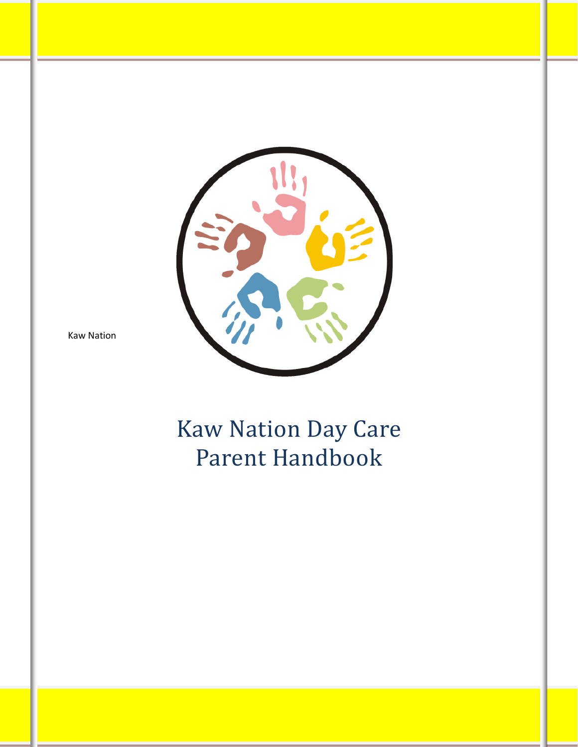Kaw Nation

# Kaw Nation Day Care Parent Handbook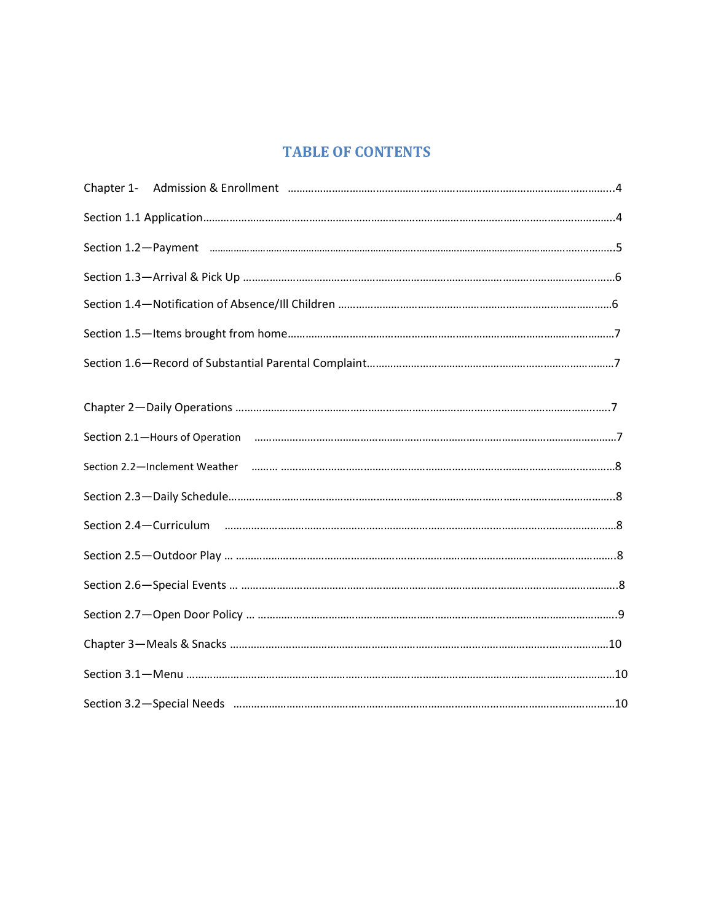# TABLE OF CONTENTS

Chapter 1- Admission & Enrollment ....................................................................................................4

Section 1.1 Application....................................................................................................................4

Section 1.2—Payment .....................................................................................................................5

Section 1.3—Arrival & Pick Up .........................................................................................................6

Section 1.4—Notification of Absence/Ill Children ............................................................................6

Section 1.5—Items brought from home............................................................................................7

Section 1.6—Record of Substantial Parental Complaint.....................................................................7

Chapter 2—Daily Operations ............................................................................................................7

Section 2.1—Hours of Operation ......................................................................................................7

Section 2.2—Inclement Weather ......................................................................................................8

Section 2.3—Daily Schedule..............................................................................................................8

Section 2.4—Curriculum ...................................................................................................................8

Section 2.5—Outdoor Play ... ............................................................................................................8

Section 2.6—Special Events ... ..........................................................................................................8

Section 2.7—Open Door Policy ... .....................................................................................................9

Chapter 3—Meals & Snacks .............................................................................................................10

Section 3.1—Menu ..........................................................................................................................10

Section 3.2—Special Needs ..............................................................................................................10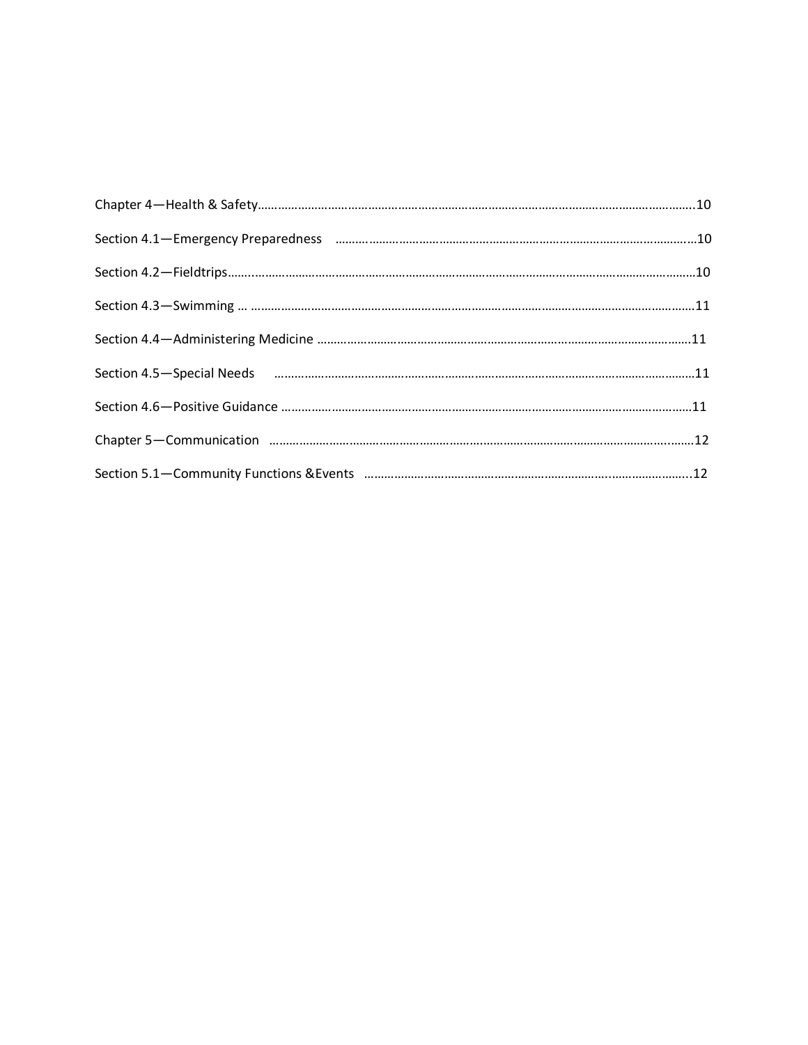Chapter 4—Health & Safety……………………………………………………………………………………………………………….10

Section 4.1—Emergency Preparedness ……………………………………………………………………………………………10

Section 4.2—Fieldtrips…………………………………………………………………………………………………………………………10

Section 4.3—Swimming … ………………………………………………………………………………………………………………11

Section 4.4—Administering Medicine ……………………………………………………………………………………………11

Section 4.5—Special Needs ……………………………………………………………………………………………………………11

Section 4.6—Positive Guidance ……………………………………………………………………………………………………11

Chapter 5—Communication ………………………………………………………………………………………………………12

Section 5.1—Community Functions &Events …………………………………………………………………………………12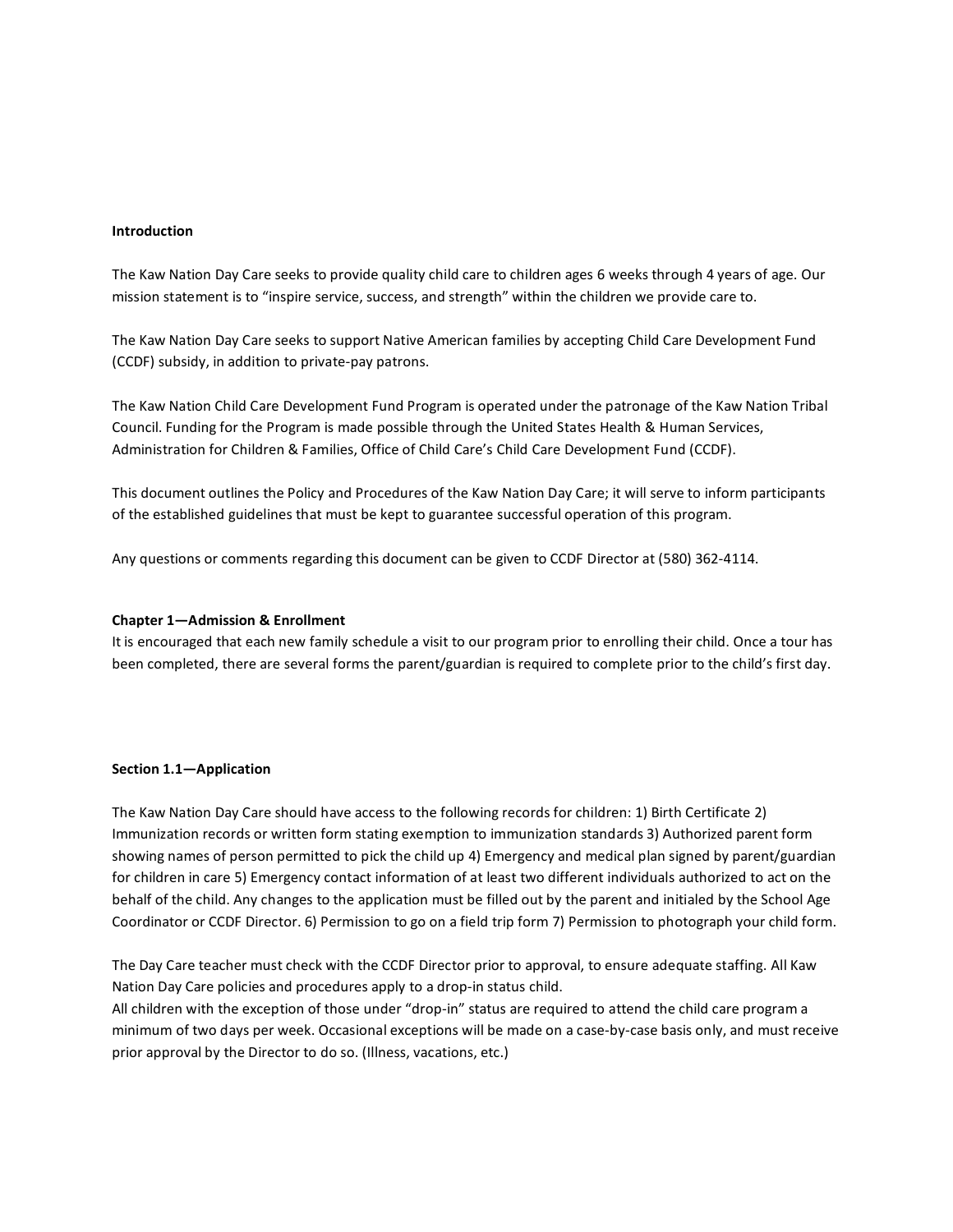**Introduction**

The Kaw Nation Day Care seeks to provide quality child care to children ages 6 weeks through 4 years of age. Our mission statement is to "inspire service, success, and strength" within the children we provide care to.

The Kaw Nation Day Care seeks to support Native American families by accepting Child Care Development Fund (CCDF) subsidy, in addition to private-pay patrons.

The Kaw Nation Child Care Development Fund Program is operated under the patronage of the Kaw Nation Tribal Council. Funding for the Program is made possible through the United States Health & Human Services, Administration for Children & Families, Office of Child Care's Child Care Development Fund (CCDF).

This document outlines the Policy and Procedures of the Kaw Nation Day Care; it will serve to inform participants of the established guidelines that must be kept to guarantee successful operation of this program.

Any questions or comments regarding this document can be given to CCDF Director at (580) 362-4114.

**Chapter 1—Admission & Enrollment**

It is encouraged that each new family schedule a visit to our program prior to enrolling their child. Once a tour has been completed, there are several forms the parent/guardian is required to complete prior to the child's first day.

**Section 1.1—Application**

The Kaw Nation Day Care should have access to the following records for children: 1) Birth Certificate 2) Immunization records or written form stating exemption to immunization standards 3) Authorized parent form showing names of person permitted to pick the child up 4) Emergency and medical plan signed by parent/guardian for children in care 5) Emergency contact information of at least two different individuals authorized to act on the behalf of the child. Any changes to the application must be filled out by the parent and initialed by the School Age Coordinator or CCDF Director. 6) Permission to go on a field trip form 7) Permission to photograph your child form.

The Day Care teacher must check with the CCDF Director prior to approval, to ensure adequate staffing. All Kaw Nation Day Care policies and procedures apply to a drop-in status child.

All children with the exception of those under "drop-in" status are required to attend the child care program a minimum of two days per week. Occasional exceptions will be made on a case-by-case basis only, and must receive prior approval by the Director to do so. (Illness, vacations, etc.)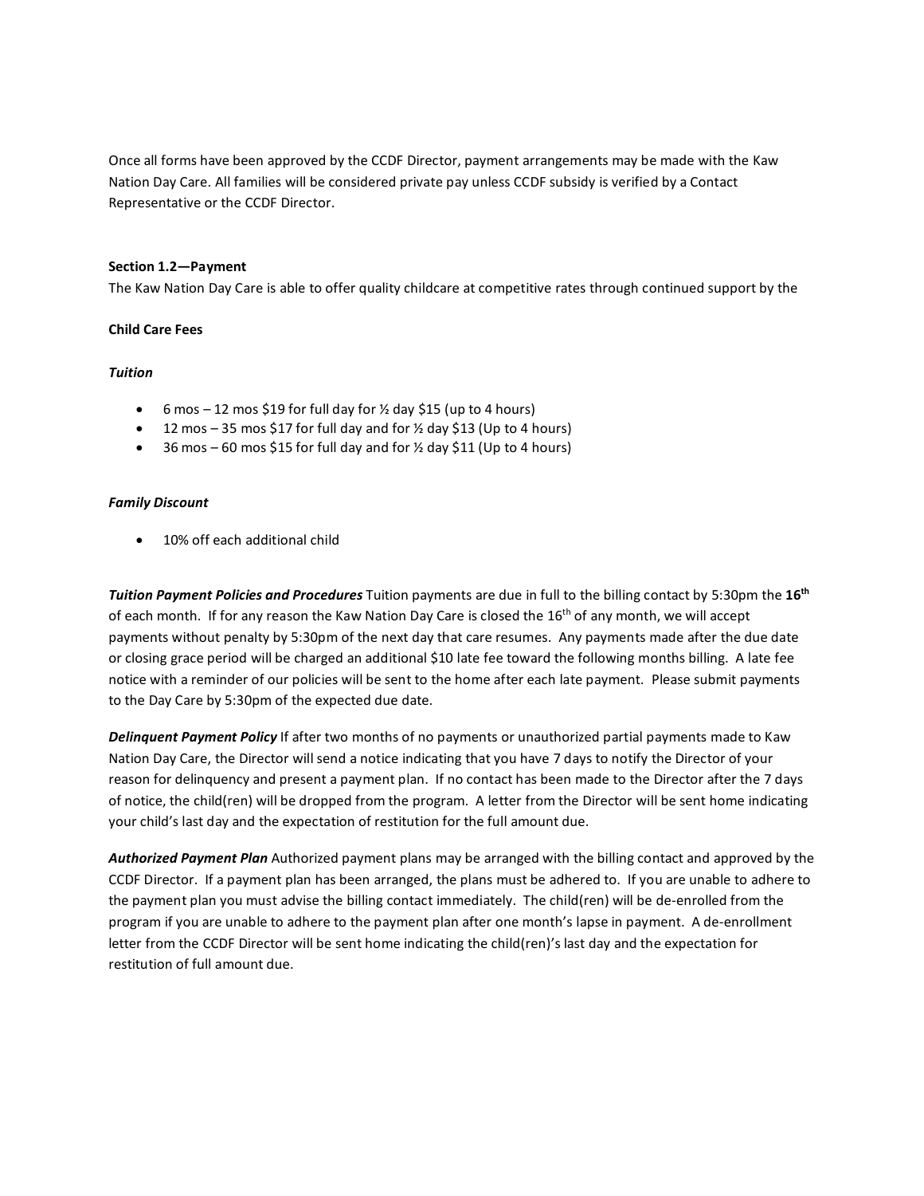Once all forms have been approved by the CCDF Director, payment arrangements may be made with the Kaw Nation Day Care. All families will be considered private pay unless CCDF subsidy is verified by a Contact Representative or the CCDF Director.

**Section 1.2—Payment**

The Kaw Nation Day Care is able to offer quality childcare at competitive rates through continued support by the

**Child Care Fees**

***Tuition***

- 6 mos – 12 mos $19 for full day for ½ day $15 (up to 4 hours)
- 12 mos – 35 mos $17 for full day and for ½ day $13 (Up to 4 hours)
- 36 mos – 60 mos $15 for full day and for ½ day $11 (Up to 4 hours)

***Family Discount***

- 10% off each additional child

***Tuition Payment Policies and Procedures*** Tuition payments are due in full to the billing contact by 5:30pm the **16th** of each month. If for any reason the Kaw Nation Day Care is closed the 16th of any month, we will accept payments without penalty by 5:30pm of the next day that care resumes. Any payments made after the due date or closing grace period will be charged an additional $10 late fee toward the following months billing. A late fee notice with a reminder of our policies will be sent to the home after each late payment. Please submit payments to the Day Care by 5:30pm of the expected due date.

***Delinquent Payment Policy*** If after two months of no payments or unauthorized partial payments made to Kaw Nation Day Care, the Director will send a notice indicating that you have 7 days to notify the Director of your reason for delinquency and present a payment plan. If no contact has been made to the Director after the 7 days of notice, the child(ren) will be dropped from the program. A letter from the Director will be sent home indicating your child's last day and the expectation of restitution for the full amount due.

***Authorized Payment Plan*** Authorized payment plans may be arranged with the billing contact and approved by the CCDF Director. If a payment plan has been arranged, the plans must be adhered to. If you are unable to adhere to the payment plan you must advise the billing contact immediately. The child(ren) will be de-enrolled from the program if you are unable to adhere to the payment plan after one month's lapse in payment. A de-enrollment letter from the CCDF Director will be sent home indicating the child(ren)'s last day and the expectation for restitution of full amount due.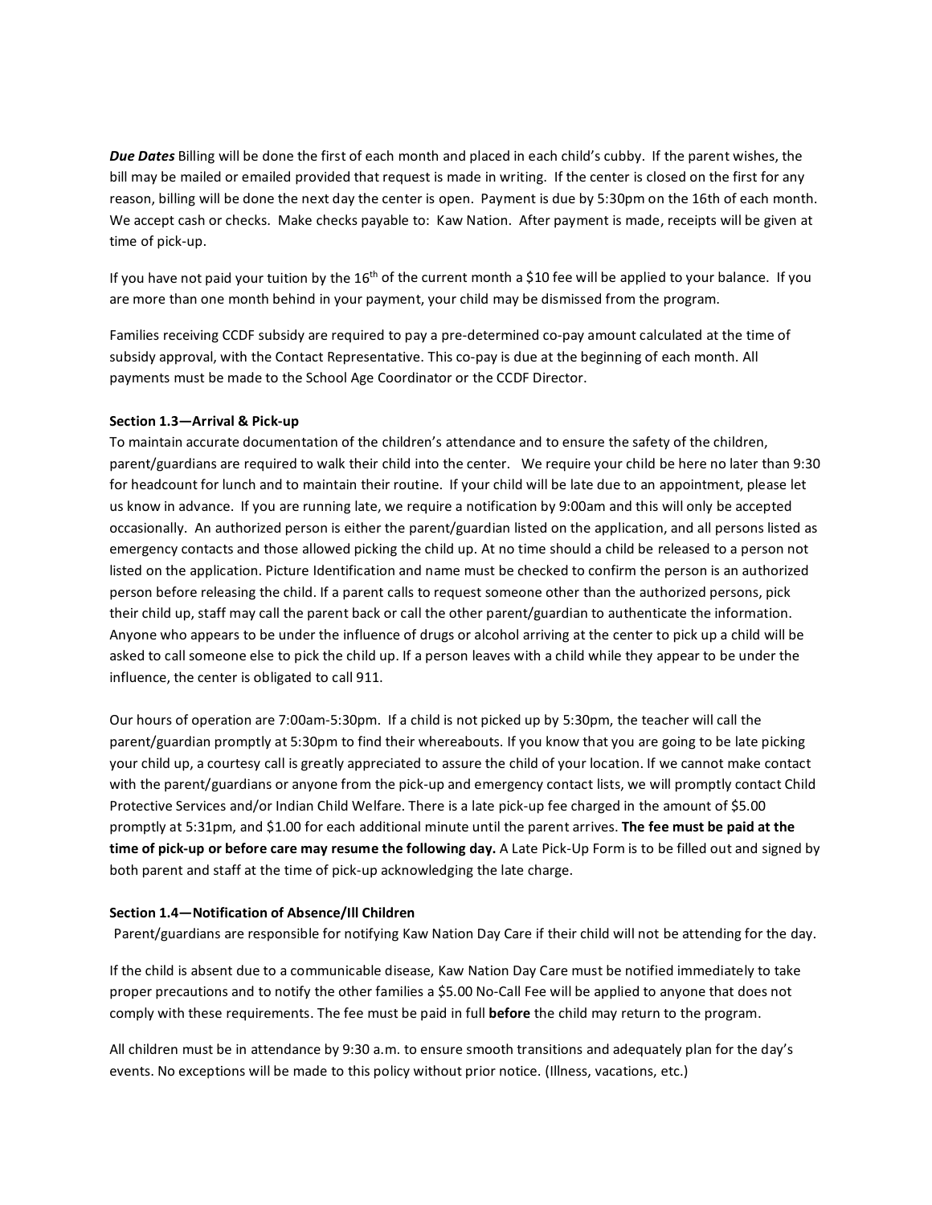***Due Dates*** Billing will be done the first of each month and placed in each child's cubby. If the parent wishes, the bill may be mailed or emailed provided that request is made in writing. If the center is closed on the first for any reason, billing will be done the next day the center is open. Payment is due by 5:30pm on the 16th of each month. We accept cash or checks. Make checks payable to: Kaw Nation. After payment is made, receipts will be given at time of pick-up.

If you have not paid your tuition by the 16th of the current month a $10 fee will be applied to your balance. If you are more than one month behind in your payment, your child may be dismissed from the program.

Families receiving CCDF subsidy are required to pay a pre-determined co-pay amount calculated at the time of subsidy approval, with the Contact Representative. This co-pay is due at the beginning of each month. All payments must be made to the School Age Coordinator or the CCDF Director.

**Section 1.3—Arrival & Pick-up**

To maintain accurate documentation of the children's attendance and to ensure the safety of the children, parent/guardians are required to walk their child into the center. We require your child be here no later than 9:30 for headcount for lunch and to maintain their routine. If your child will be late due to an appointment, please let us know in advance. If you are running late, we require a notification by 9:00am and this will only be accepted occasionally. An authorized person is either the parent/guardian listed on the application, and all persons listed as emergency contacts and those allowed picking the child up. At no time should a child be released to a person not listed on the application. Picture Identification and name must be checked to confirm the person is an authorized person before releasing the child. If a parent calls to request someone other than the authorized persons, pick their child up, staff may call the parent back or call the other parent/guardian to authenticate the information. Anyone who appears to be under the influence of drugs or alcohol arriving at the center to pick up a child will be asked to call someone else to pick the child up. If a person leaves with a child while they appear to be under the influence, the center is obligated to call 911.

Our hours of operation are 7:00am-5:30pm. If a child is not picked up by 5:30pm, the teacher will call the parent/guardian promptly at 5:30pm to find their whereabouts. If you know that you are going to be late picking your child up, a courtesy call is greatly appreciated to assure the child of your location. If we cannot make contact with the parent/guardians or anyone from the pick-up and emergency contact lists, we will promptly contact Child Protective Services and/or Indian Child Welfare. There is a late pick-up fee charged in the amount of $5.00 promptly at 5:31pm, and $1.00 for each additional minute until the parent arrives. **The fee must be paid at the time of pick-up or before care may resume the following day.** A Late Pick-Up Form is to be filled out and signed by both parent and staff at the time of pick-up acknowledging the late charge.

**Section 1.4—Notification of Absence/Ill Children**

Parent/guardians are responsible for notifying Kaw Nation Day Care if their child will not be attending for the day.

If the child is absent due to a communicable disease, Kaw Nation Day Care must be notified immediately to take proper precautions and to notify the other families a $5.00 No-Call Fee will be applied to anyone that does not comply with these requirements. The fee must be paid in full **before** the child may return to the program.

All children must be in attendance by 9:30 a.m. to ensure smooth transitions and adequately plan for the day's events. No exceptions will be made to this policy without prior notice. (Illness, vacations, etc.)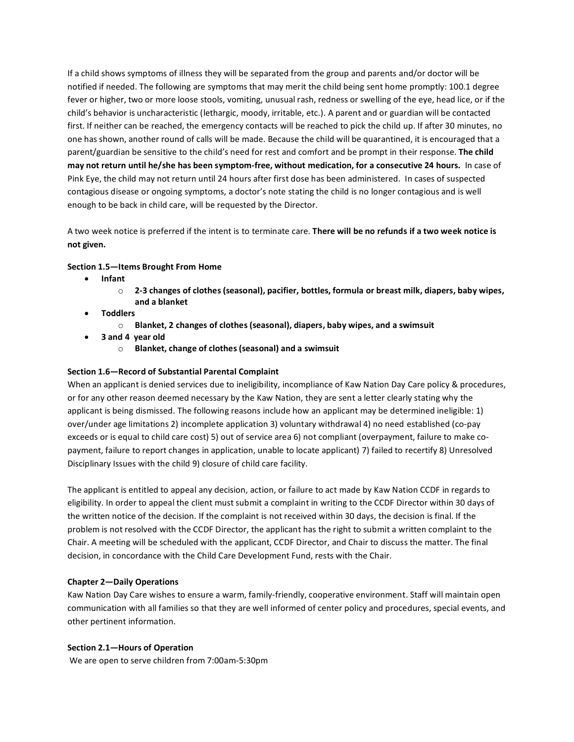If a child shows symptoms of illness they will be separated from the group and parents and/or doctor will be notified if needed. The following are symptoms that may merit the child being sent home promptly: 100.1 degree fever or higher, two or more loose stools, vomiting, unusual rash, redness or swelling of the eye, head lice, or if the child's behavior is uncharacteristic (lethargic, moody, irritable, etc.). A parent and or guardian will be contacted first. If neither can be reached, the emergency contacts will be reached to pick the child up. If after 30 minutes, no one has shown, another round of calls will be made. Because the child will be quarantined, it is encouraged that a parent/guardian be sensitive to the child's need for rest and comfort and be prompt in their response. **The child may not return until he/she has been symptom-free, without medication, for a consecutive 24 hours.** In case of Pink Eye, the child may not return until 24 hours after first dose has been administered. In cases of suspected contagious disease or ongoing symptoms, a doctor's note stating the child is no longer contagious and is well enough to be back in child care, will be requested by the Director.

A two week notice is preferred if the intent is to terminate care. **There will be no refunds if a two week notice is not given.**

**Section 1.5—Items Brought From Home**

- **Infant**
  - **2-3 changes of clothes (seasonal), pacifier, bottles, formula or breast milk, diapers, baby wipes, and a blanket**
- **Toddlers**
  - **Blanket, 2 changes of clothes (seasonal), diapers, baby wipes, and a swimsuit**
- **3 and 4 year old**
  - **Blanket, change of clothes (seasonal) and a swimsuit**

**Section 1.6—Record of Substantial Parental Complaint**

When an applicant is denied services due to ineligibility, incompliance of Kaw Nation Day Care policy & procedures, or for any other reason deemed necessary by the Kaw Nation, they are sent a letter clearly stating why the applicant is being dismissed. The following reasons include how an applicant may be determined ineligible: 1) over/under age limitations 2) incomplete application 3) voluntary withdrawal 4) no need established (co-pay exceeds or is equal to child care cost) 5) out of service area 6) not compliant (overpayment, failure to make co-payment, failure to report changes in application, unable to locate applicant) 7) failed to recertify 8) Unresolved Disciplinary Issues with the child 9) closure of child care facility.

The applicant is entitled to appeal any decision, action, or failure to act made by Kaw Nation CCDF in regards to eligibility. In order to appeal the client must submit a complaint in writing to the CCDF Director within 30 days of the written notice of the decision. If the complaint is not received within 30 days, the decision is final. If the problem is not resolved with the CCDF Director, the applicant has the right to submit a written complaint to the Chair. A meeting will be scheduled with the applicant, CCDF Director, and Chair to discuss the matter. The final decision, in concordance with the Child Care Development Fund, rests with the Chair.

**Chapter 2—Daily Operations**

Kaw Nation Day Care wishes to ensure a warm, family-friendly, cooperative environment. Staff will maintain open communication with all families so that they are well informed of center policy and procedures, special events, and other pertinent information.

**Section 2.1—Hours of Operation**

We are open to serve children from 7:00am-5:30pm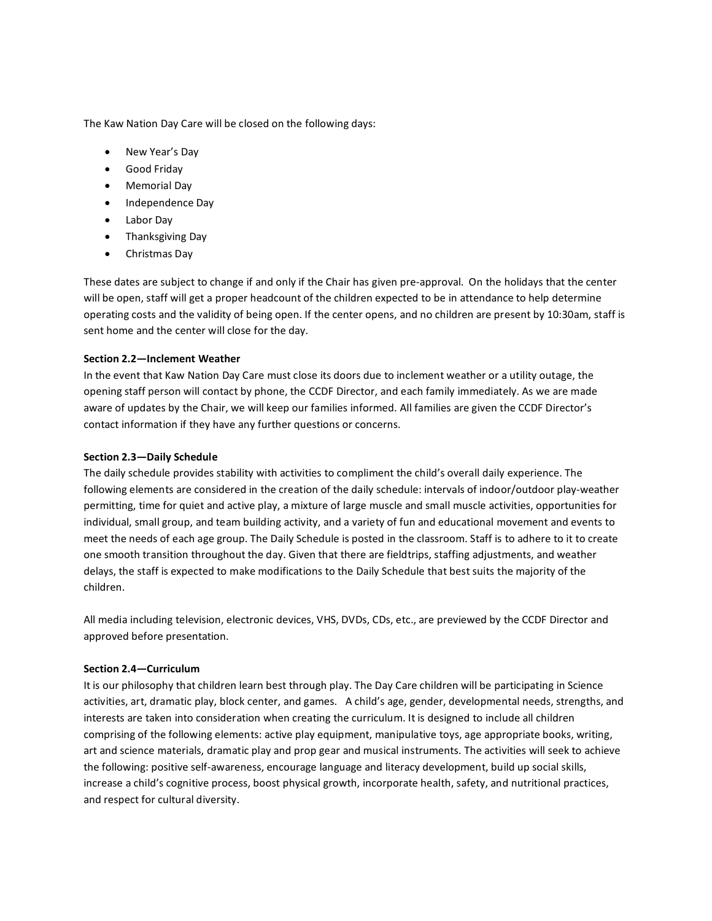The Kaw Nation Day Care will be closed on the following days:

- New Year's Day
- Good Friday
- Memorial Day
- Independence Day
- Labor Day
- Thanksgiving Day
- Christmas Day

These dates are subject to change if and only if the Chair has given pre-approval. On the holidays that the center will be open, staff will get a proper headcount of the children expected to be in attendance to help determine operating costs and the validity of being open. If the center opens, and no children are present by 10:30am, staff is sent home and the center will close for the day.

**Section 2.2—Inclement Weather**

In the event that Kaw Nation Day Care must close its doors due to inclement weather or a utility outage, the opening staff person will contact by phone, the CCDF Director, and each family immediately. As we are made aware of updates by the Chair, we will keep our families informed. All families are given the CCDF Director's contact information if they have any further questions or concerns.

**Section 2.3—Daily Schedule**

The daily schedule provides stability with activities to compliment the child's overall daily experience. The following elements are considered in the creation of the daily schedule: intervals of indoor/outdoor play-weather permitting, time for quiet and active play, a mixture of large muscle and small muscle activities, opportunities for individual, small group, and team building activity, and a variety of fun and educational movement and events to meet the needs of each age group. The Daily Schedule is posted in the classroom. Staff is to adhere to it to create one smooth transition throughout the day. Given that there are fieldtrips, staffing adjustments, and weather delays, the staff is expected to make modifications to the Daily Schedule that best suits the majority of the children.

All media including television, electronic devices, VHS, DVDs, CDs, etc., are previewed by the CCDF Director and approved before presentation.

**Section 2.4—Curriculum**

It is our philosophy that children learn best through play. The Day Care children will be participating in Science activities, art, dramatic play, block center, and games. A child's age, gender, developmental needs, strengths, and interests are taken into consideration when creating the curriculum. It is designed to include all children comprising of the following elements: active play equipment, manipulative toys, age appropriate books, writing, art and science materials, dramatic play and prop gear and musical instruments. The activities will seek to achieve the following: positive self-awareness, encourage language and literacy development, build up social skills, increase a child's cognitive process, boost physical growth, incorporate health, safety, and nutritional practices, and respect for cultural diversity.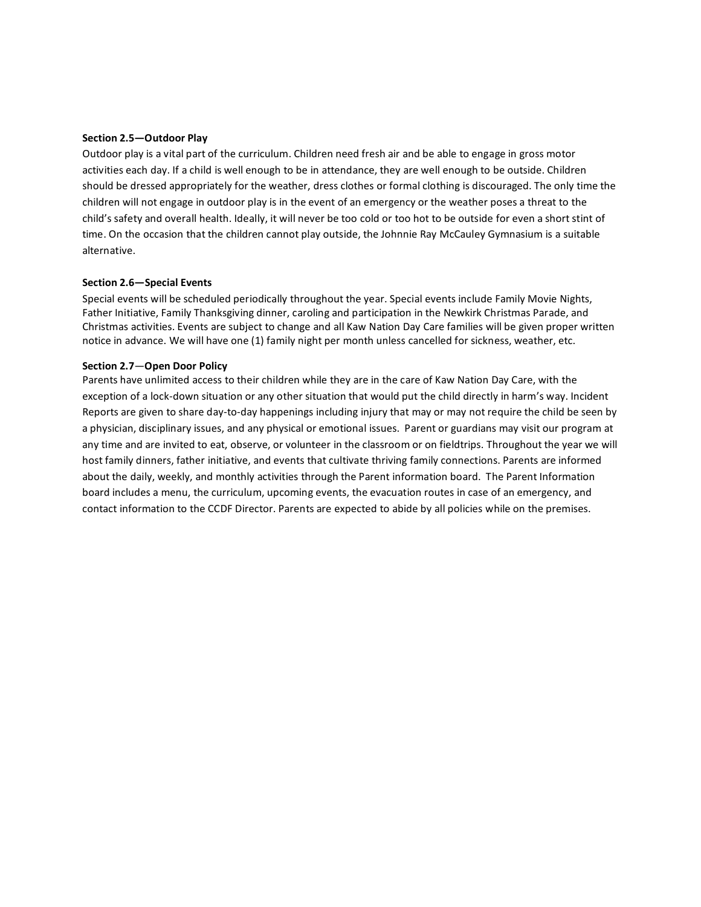**Section 2.5—Outdoor Play**

Outdoor play is a vital part of the curriculum. Children need fresh air and be able to engage in gross motor activities each day. If a child is well enough to be in attendance, they are well enough to be outside. Children should be dressed appropriately for the weather, dress clothes or formal clothing is discouraged. The only time the children will not engage in outdoor play is in the event of an emergency or the weather poses a threat to the child's safety and overall health. Ideally, it will never be too cold or too hot to be outside for even a short stint of time. On the occasion that the children cannot play outside, the Johnnie Ray McCauley Gymnasium is a suitable alternative.

**Section 2.6—Special Events**

Special events will be scheduled periodically throughout the year. Special events include Family Movie Nights, Father Initiative, Family Thanksgiving dinner, caroling and participation in the Newkirk Christmas Parade, and Christmas activities. Events are subject to change and all Kaw Nation Day Care families will be given proper written notice in advance. We will have one (1) family night per month unless cancelled for sickness, weather, etc.

**Section 2.7—Open Door Policy**

Parents have unlimited access to their children while they are in the care of Kaw Nation Day Care, with the exception of a lock-down situation or any other situation that would put the child directly in harm's way. Incident Reports are given to share day-to-day happenings including injury that may or may not require the child be seen by a physician, disciplinary issues, and any physical or emotional issues. Parent or guardians may visit our program at any time and are invited to eat, observe, or volunteer in the classroom or on fieldtrips. Throughout the year we will host family dinners, father initiative, and events that cultivate thriving family connections. Parents are informed about the daily, weekly, and monthly activities through the Parent information board. The Parent Information board includes a menu, the curriculum, upcoming events, the evacuation routes in case of an emergency, and contact information to the CCDF Director. Parents are expected to abide by all policies while on the premises.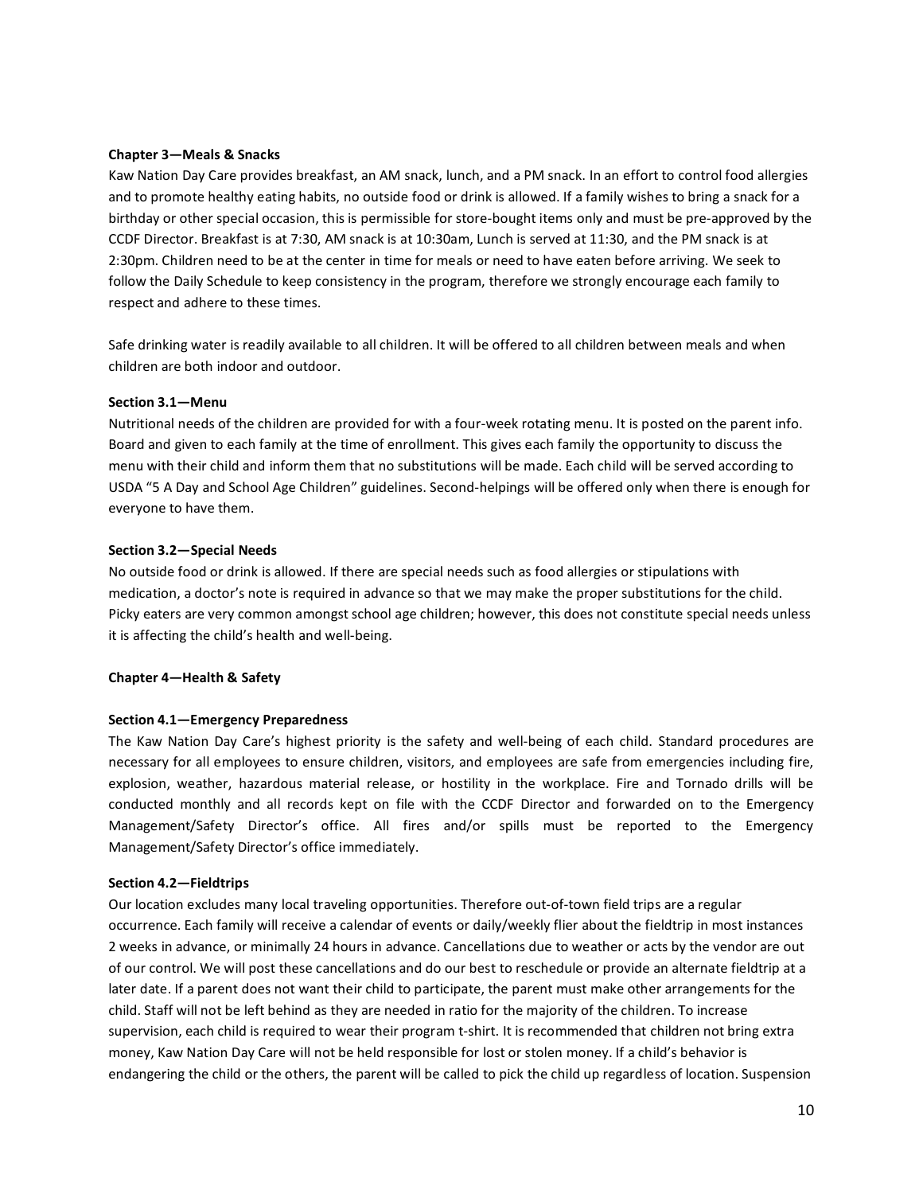**Chapter 3—Meals & Snacks**

Kaw Nation Day Care provides breakfast, an AM snack, lunch, and a PM snack. In an effort to control food allergies and to promote healthy eating habits, no outside food or drink is allowed. If a family wishes to bring a snack for a birthday or other special occasion, this is permissible for store-bought items only and must be pre-approved by the CCDF Director. Breakfast is at 7:30, AM snack is at 10:30am, Lunch is served at 11:30, and the PM snack is at 2:30pm. Children need to be at the center in time for meals or need to have eaten before arriving. We seek to follow the Daily Schedule to keep consistency in the program, therefore we strongly encourage each family to respect and adhere to these times.

Safe drinking water is readily available to all children. It will be offered to all children between meals and when children are both indoor and outdoor.

**Section 3.1—Menu**

Nutritional needs of the children are provided for with a four-week rotating menu. It is posted on the parent info. Board and given to each family at the time of enrollment. This gives each family the opportunity to discuss the menu with their child and inform them that no substitutions will be made. Each child will be served according to USDA "5 A Day and School Age Children" guidelines. Second-helpings will be offered only when there is enough for everyone to have them.

**Section 3.2—Special Needs**

No outside food or drink is allowed. If there are special needs such as food allergies or stipulations with medication, a doctor's note is required in advance so that we may make the proper substitutions for the child. Picky eaters are very common amongst school age children; however, this does not constitute special needs unless it is affecting the child's health and well-being.

**Chapter 4—Health & Safety**

**Section 4.1—Emergency Preparedness**

The Kaw Nation Day Care's highest priority is the safety and well-being of each child. Standard procedures are necessary for all employees to ensure children, visitors, and employees are safe from emergencies including fire, explosion, weather, hazardous material release, or hostility in the workplace. Fire and Tornado drills will be conducted monthly and all records kept on file with the CCDF Director and forwarded on to the Emergency Management/Safety Director's office. All fires and/or spills must be reported to the Emergency Management/Safety Director's office immediately.

**Section 4.2—Fieldtrips**

Our location excludes many local traveling opportunities. Therefore out-of-town field trips are a regular occurrence. Each family will receive a calendar of events or daily/weekly flier about the fieldtrip in most instances 2 weeks in advance, or minimally 24 hours in advance. Cancellations due to weather or acts by the vendor are out of our control. We will post these cancellations and do our best to reschedule or provide an alternate fieldtrip at a later date. If a parent does not want their child to participate, the parent must make other arrangements for the child. Staff will not be left behind as they are needed in ratio for the majority of the children. To increase supervision, each child is required to wear their program t-shirt. It is recommended that children not bring extra money, Kaw Nation Day Care will not be held responsible for lost or stolen money. If a child's behavior is endangering the child or the others, the parent will be called to pick the child up regardless of location. Suspension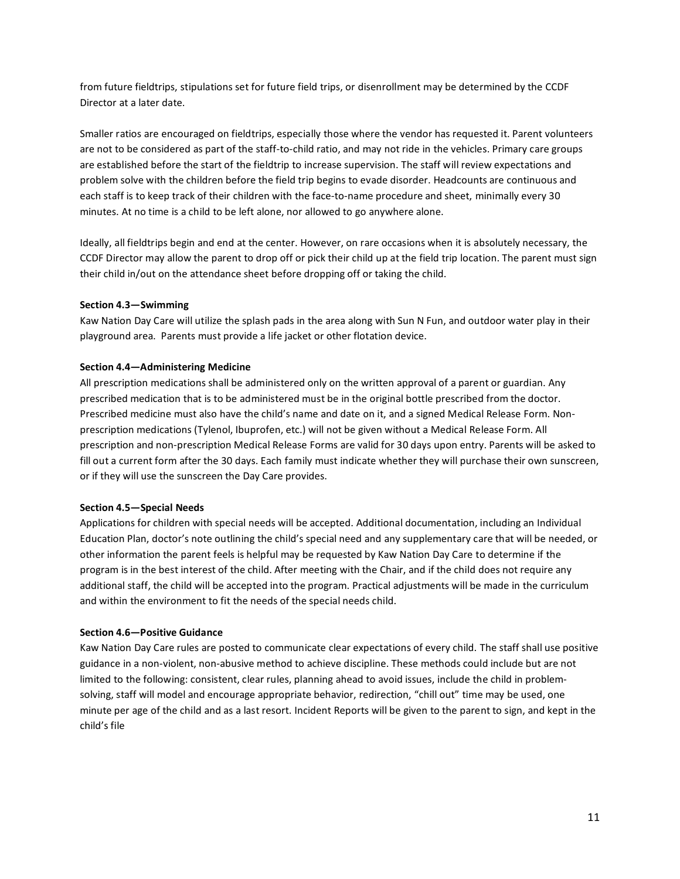from future fieldtrips, stipulations set for future field trips, or disenrollment may be determined by the CCDF Director at a later date.

Smaller ratios are encouraged on fieldtrips, especially those where the vendor has requested it. Parent volunteers are not to be considered as part of the staff-to-child ratio, and may not ride in the vehicles. Primary care groups are established before the start of the fieldtrip to increase supervision. The staff will review expectations and problem solve with the children before the field trip begins to evade disorder. Headcounts are continuous and each staff is to keep track of their children with the face-to-name procedure and sheet, minimally every 30 minutes. At no time is a child to be left alone, nor allowed to go anywhere alone.

Ideally, all fieldtrips begin and end at the center. However, on rare occasions when it is absolutely necessary, the CCDF Director may allow the parent to drop off or pick their child up at the field trip location. The parent must sign their child in/out on the attendance sheet before dropping off or taking the child.

**Section 4.3—Swimming**

Kaw Nation Day Care will utilize the splash pads in the area along with Sun N Fun, and outdoor water play in their playground area. Parents must provide a life jacket or other flotation device.

**Section 4.4—Administering Medicine**

All prescription medications shall be administered only on the written approval of a parent or guardian. Any prescribed medication that is to be administered must be in the original bottle prescribed from the doctor. Prescribed medicine must also have the child's name and date on it, and a signed Medical Release Form. Non-prescription medications (Tylenol, Ibuprofen, etc.) will not be given without a Medical Release Form. All prescription and non-prescription Medical Release Forms are valid for 30 days upon entry. Parents will be asked to fill out a current form after the 30 days. Each family must indicate whether they will purchase their own sunscreen, or if they will use the sunscreen the Day Care provides.

**Section 4.5—Special Needs**

Applications for children with special needs will be accepted. Additional documentation, including an Individual Education Plan, doctor's note outlining the child's special need and any supplementary care that will be needed, or other information the parent feels is helpful may be requested by Kaw Nation Day Care to determine if the program is in the best interest of the child. After meeting with the Chair, and if the child does not require any additional staff, the child will be accepted into the program. Practical adjustments will be made in the curriculum and within the environment to fit the needs of the special needs child.

**Section 4.6—Positive Guidance**

Kaw Nation Day Care rules are posted to communicate clear expectations of every child. The staff shall use positive guidance in a non-violent, non-abusive method to achieve discipline. These methods could include but are not limited to the following: consistent, clear rules, planning ahead to avoid issues, include the child in problem-solving, staff will model and encourage appropriate behavior, redirection, "chill out" time may be used, one minute per age of the child and as a last resort. Incident Reports will be given to the parent to sign, and kept in the child's file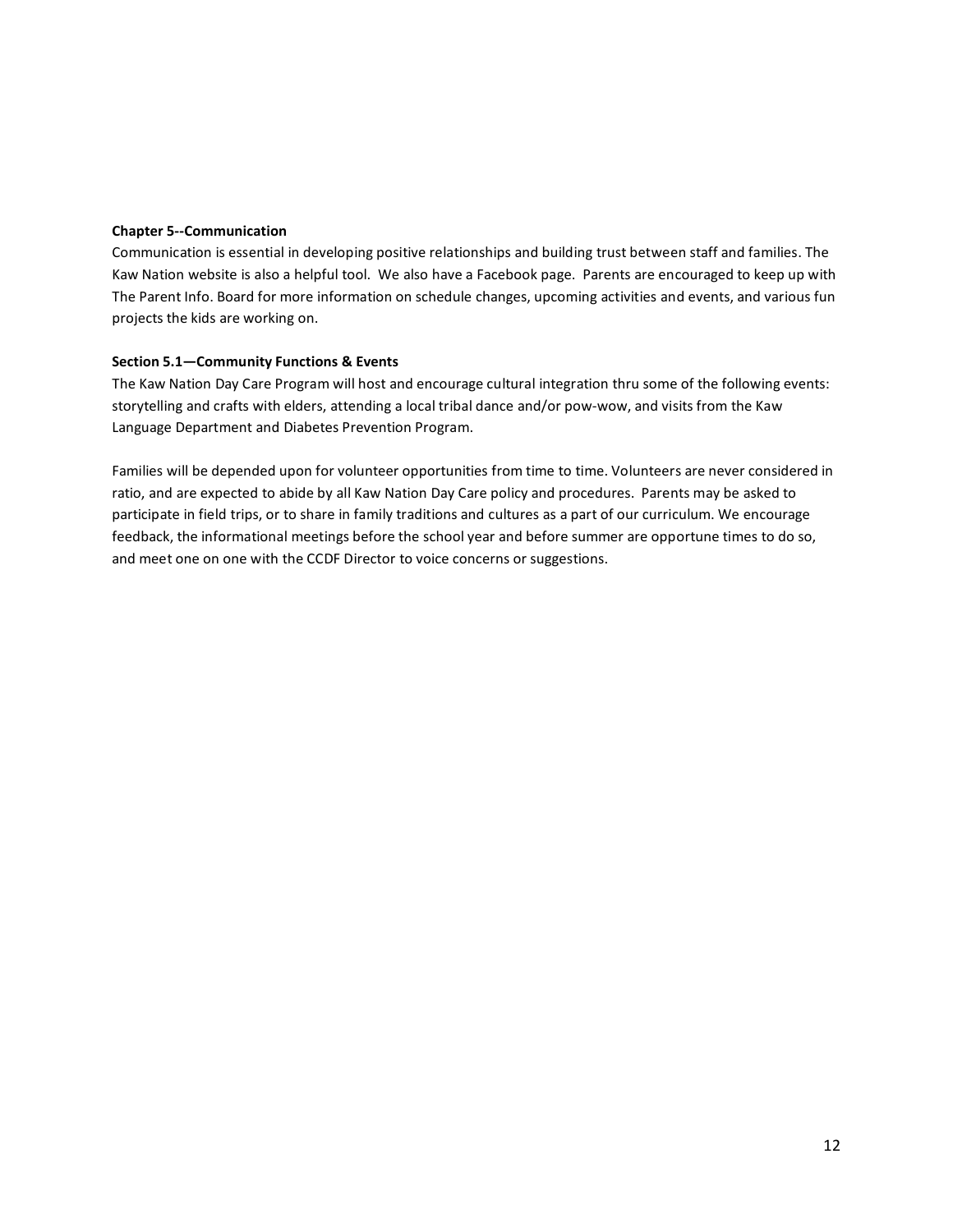**Chapter 5--Communication**

Communication is essential in developing positive relationships and building trust between staff and families. The Kaw Nation website is also a helpful tool. We also have a Facebook page. Parents are encouraged to keep up with The Parent Info. Board for more information on schedule changes, upcoming activities and events, and various fun projects the kids are working on.

**Section 5.1—Community Functions & Events**

The Kaw Nation Day Care Program will host and encourage cultural integration thru some of the following events: storytelling and crafts with elders, attending a local tribal dance and/or pow-wow, and visits from the Kaw Language Department and Diabetes Prevention Program.

Families will be depended upon for volunteer opportunities from time to time. Volunteers are never considered in ratio, and are expected to abide by all Kaw Nation Day Care policy and procedures. Parents may be asked to participate in field trips, or to share in family traditions and cultures as a part of our curriculum. We encourage feedback, the informational meetings before the school year and before summer are opportune times to do so, and meet one on one with the CCDF Director to voice concerns or suggestions.